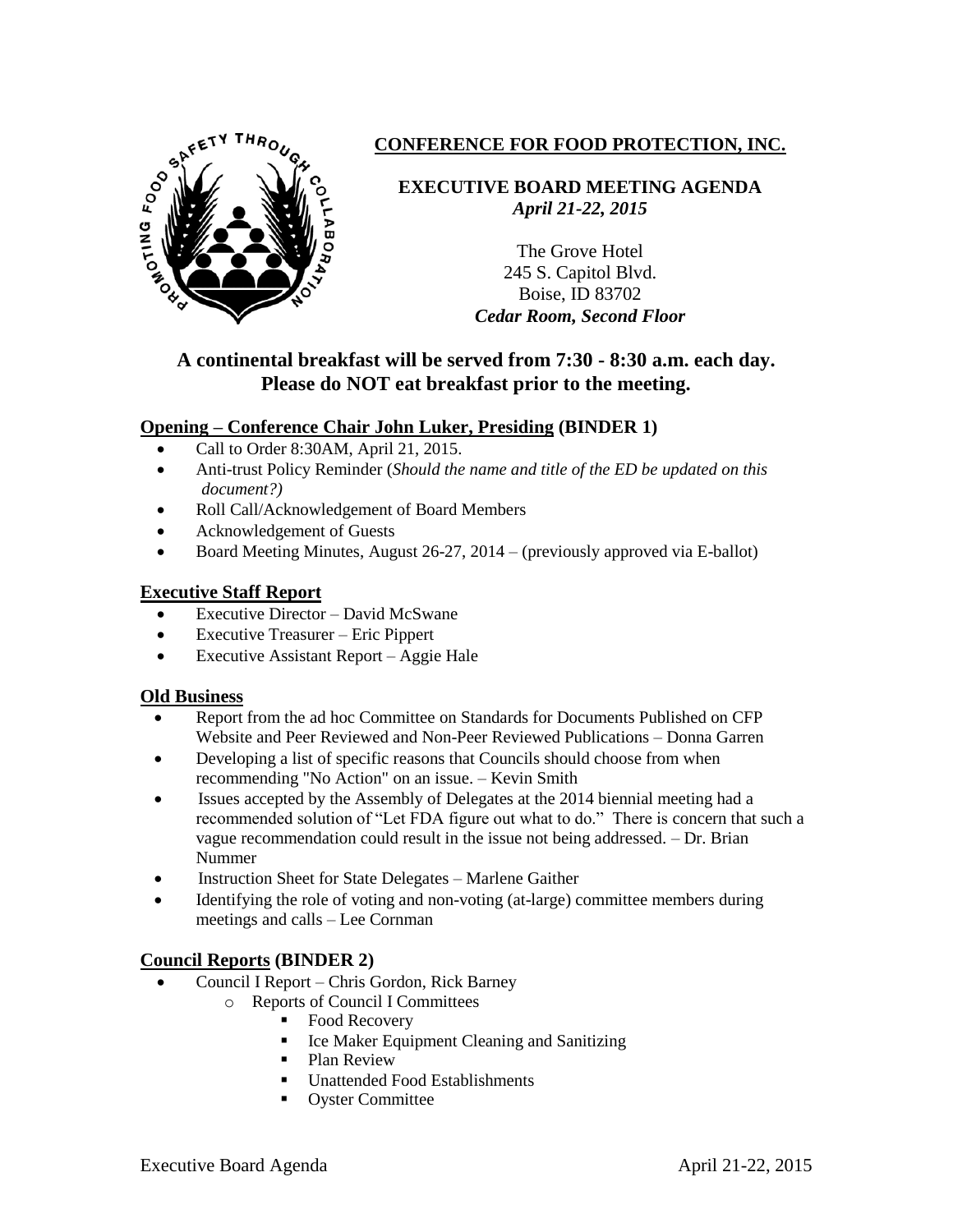# CONFERENCE FOR FOOD PROTECTION, INC.

## EXECUTIVE BOARD MEETING AGENDA

***April 21-22, 2015***

The Grove Hotel
245 S. Capitol Blvd.
Boise, ID 83702
***Cedar Room, Second Floor***

**A continental breakfast will be served from 7:30 - 8:30 a.m. each day. Please do NOT eat breakfast prior to the meeting.**

### Opening – Conference Chair John Luker, Presiding (BINDER 1)

- Call to Order 8:30AM, April 21, 2015.
- Anti-trust Policy Reminder (*Should the name and title of the ED be updated on this document?)*
- Roll Call/Acknowledgement of Board Members
- Acknowledgement of Guests
- Board Meeting Minutes, August 26-27, 2014 – (previously approved via E-ballot)

### Executive Staff Report

- Executive Director – David McSwane
- Executive Treasurer – Eric Pippert
- Executive Assistant Report – Aggie Hale

### Old Business

- Report from the ad hoc Committee on Standards for Documents Published on CFP Website and Peer Reviewed and Non-Peer Reviewed Publications – Donna Garren
- Developing a list of specific reasons that Councils should choose from when recommending "No Action" on an issue. – Kevin Smith
- Issues accepted by the Assembly of Delegates at the 2014 biennial meeting had a recommended solution of "Let FDA figure out what to do." There is concern that such a vague recommendation could result in the issue not being addressed. – Dr. Brian Nummer
- Instruction Sheet for State Delegates – Marlene Gaither
- Identifying the role of voting and non-voting (at-large) committee members during meetings and calls – Lee Cornman

### Council Reports (BINDER 2)

- Council I Report – Chris Gordon, Rick Barney
  - Reports of Council I Committees
    - Food Recovery
    - Ice Maker Equipment Cleaning and Sanitizing
    - Plan Review
    - Unattended Food Establishments
    - Oyster Committee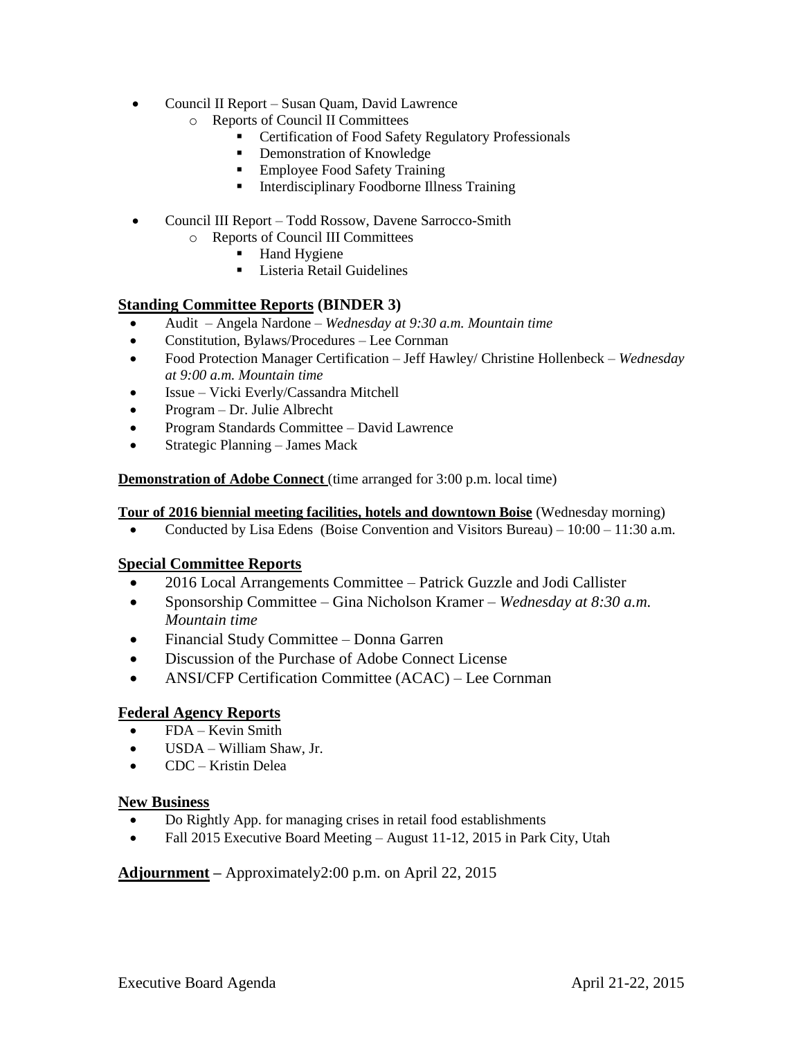- Council II Report – Susan Quam, David Lawrence
  - Reports of Council II Committees
    - Certification of Food Safety Regulatory Professionals
    - Demonstration of Knowledge
    - Employee Food Safety Training
    - Interdisciplinary Foodborne Illness Training

- Council III Report – Todd Rossow, Davene Sarrocco-Smith
  - Reports of Council III Committees
    - Hand Hygiene
    - Listeria Retail Guidelines

## **Standing Committee Reports (BINDER 3)**

- Audit – Angela Nardone – *Wednesday at 9:30 a.m. Mountain time*
- Constitution, Bylaws/Procedures – Lee Cornman
- Food Protection Manager Certification – Jeff Hawley/ Christine Hollenbeck – *Wednesday at 9:00 a.m. Mountain time*
- Issue – Vicki Everly/Cassandra Mitchell
- Program – Dr. Julie Albrecht
- Program Standards Committee – David Lawrence
- Strategic Planning – James Mack

**Demonstration of Adobe Connect** (time arranged for 3:00 p.m. local time)

**Tour of 2016 biennial meeting facilities, hotels and downtown Boise** (Wednesday morning)

- Conducted by Lisa Edens (Boise Convention and Visitors Bureau) – 10:00 – 11:30 a.m.

## **Special Committee Reports**

- 2016 Local Arrangements Committee – Patrick Guzzle and Jodi Callister
- Sponsorship Committee – Gina Nicholson Kramer – *Wednesday at 8:30 a.m. Mountain time*
- Financial Study Committee – Donna Garren
- Discussion of the Purchase of Adobe Connect License
- ANSI/CFP Certification Committee (ACAC) – Lee Cornman

## **Federal Agency Reports**

- FDA – Kevin Smith
- USDA – William Shaw, Jr.
- CDC – Kristin Delea

## **New Business**

- Do Rightly App. for managing crises in retail food establishments
- Fall 2015 Executive Board Meeting – August 11-12, 2015 in Park City, Utah

**Adjournment** – Approximately2:00 p.m. on April 22, 2015